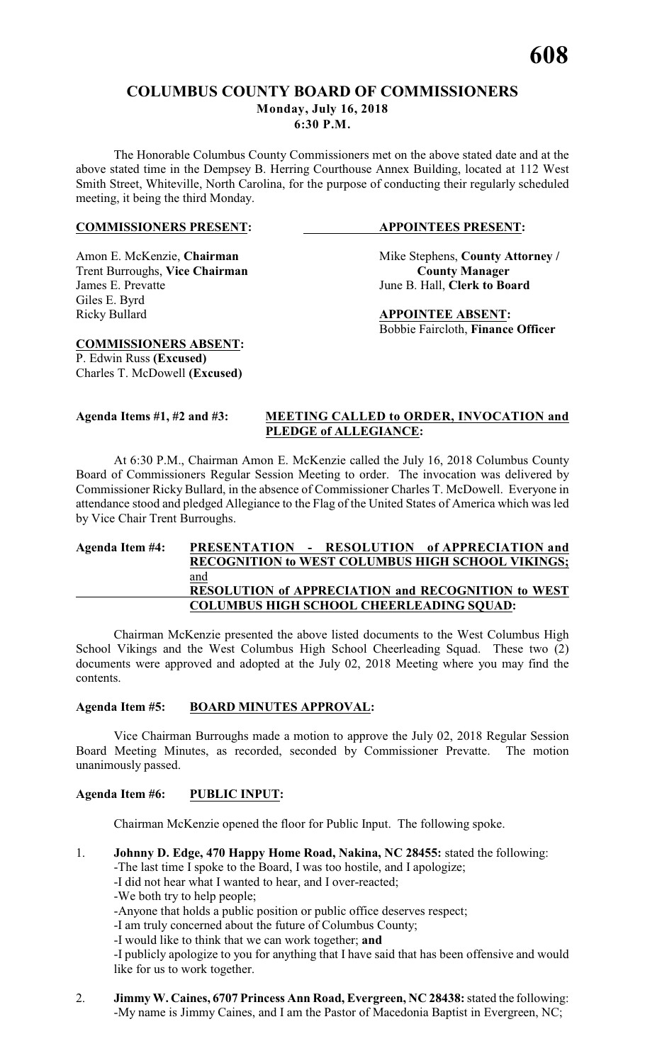# COLUMBUS COUNTY BOARD OF COMMISSIONERS

**Monday, July 16, 2018**
**6:30 P.M.**

The Honorable Columbus County Commissioners met on the above stated date and at the above stated time in the Dempsey B. Herring Courthouse Annex Building, located at 112 West Smith Street, Whiteville, North Carolina, for the purpose of conducting their regularly scheduled meeting, it being the third Monday.

**COMMISSIONERS PRESENT:**

Amon E. McKenzie, **Chairman**
Trent Burroughs, **Vice Chairman**
James E. Prevatte
Giles E. Byrd
Ricky Bullard

**APPOINTEES PRESENT:**

Mike Stephens, **County Attorney / County Manager**
June B. Hall, **Clerk to Board**

**APPOINTEE ABSENT:**

Bobbie Faircloth, **Finance Officer**

**COMMISSIONERS ABSENT:**

P. Edwin Russ **(Excused)**
Charles T. McDowell **(Excused)**

**Agenda Items #1, #2 and #3: MEETING CALLED to ORDER, INVOCATION and PLEDGE of ALLEGIANCE:**

At 6:30 P.M., Chairman Amon E. McKenzie called the July 16, 2018 Columbus County Board of Commissioners Regular Session Meeting to order. The invocation was delivered by Commissioner Ricky Bullard, in the absence of Commissioner Charles T. McDowell. Everyone in attendance stood and pledged Allegiance to the Flag of the United States of America which was led by Vice Chair Trent Burroughs.

**Agenda Item #4: PRESENTATION - RESOLUTION of APPRECIATION and RECOGNITION to WEST COLUMBUS HIGH SCHOOL VIKINGS; and RESOLUTION of APPRECIATION and RECOGNITION to WEST COLUMBUS HIGH SCHOOL CHEERLEADING SQUAD:**

Chairman McKenzie presented the above listed documents to the West Columbus High School Vikings and the West Columbus High School Cheerleading Squad. These two (2) documents were approved and adopted at the July 02, 2018 Meeting where you may find the contents.

**Agenda Item #5: BOARD MINUTES APPROVAL:**

Vice Chairman Burroughs made a motion to approve the July 02, 2018 Regular Session Board Meeting Minutes, as recorded, seconded by Commissioner Prevatte. The motion unanimously passed.

**Agenda Item #6: PUBLIC INPUT:**

Chairman McKenzie opened the floor for Public Input. The following spoke.

1. **Johnny D. Edge, 470 Happy Home Road, Nakina, NC 28455:** stated the following:
   - The last time I spoke to the Board, I was too hostile, and I apologize;
   - I did not hear what I wanted to hear, and I over-reacted;
   - We both try to help people;
   - Anyone that holds a public position or public office deserves respect;
   - I am truly concerned about the future of Columbus County;
   - I would like to think that we can work together; **and**
   - I publicly apologize to you for anything that I have said that has been offensive and would like for us to work together.

2. **Jimmy W. Caines, 6707 Princess Ann Road, Evergreen, NC 28438:** stated the following:
   - My name is Jimmy Caines, and I am the Pastor of Macedonia Baptist in Evergreen, NC;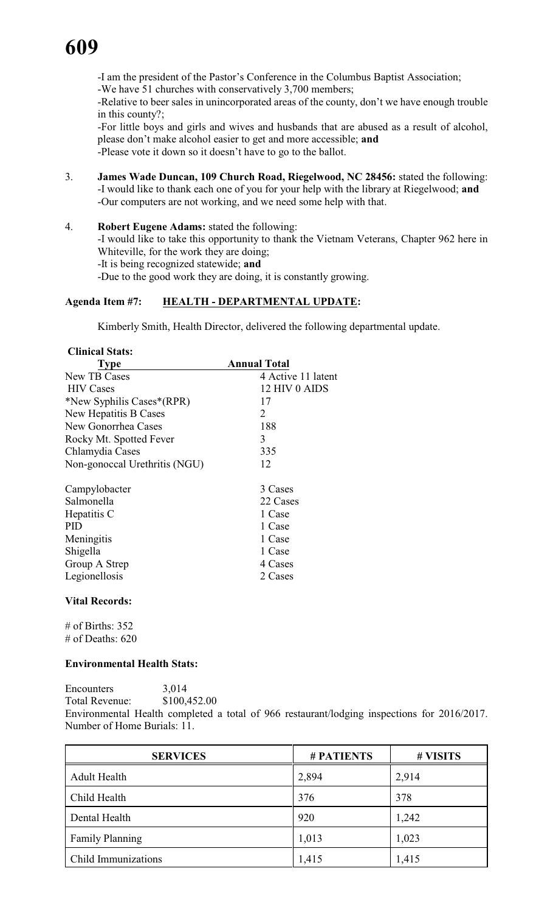-I am the president of the Pastor's Conference in the Columbus Baptist Association;
-We have 51 churches with conservatively 3,700 members;
-Relative to beer sales in unincorporated areas of the county, don't we have enough trouble in this county?;
-For little boys and girls and wives and husbands that are abused as a result of alcohol, please don't make alcohol easier to get and more accessible; **and**
-Please vote it down so it doesn't have to go to the ballot.

3. **James Wade Duncan, 109 Church Road, Riegelwood, NC 28456:** stated the following:
-I would like to thank each one of you for your help with the library at Riegelwood; **and**
-Our computers are not working, and we need some help with that.

4. **Robert Eugene Adams:** stated the following:
-I would like to take this opportunity to thank the Vietnam Veterans, Chapter 962 here in Whiteville, for the work they are doing;
-It is being recognized statewide; **and**
-Due to the good work they are doing, it is constantly growing.

**Agenda Item #7: HEALTH - DEPARTMENTAL UPDATE:**

Kimberly Smith, Health Director, delivered the following departmental update.

**Clinical Stats:**

| Type | Annual Total |
|---|---|
| New TB Cases | 4 Active 11 latent |
| HIV Cases | 12 HIV 0 AIDS |
| *New Syphilis Cases*(RPR) | 17 |
| New Hepatitis B Cases | 2 |
| New Gonorrhea Cases | 188 |
| Rocky Mt. Spotted Fever | 3 |
| Chlamydia Cases | 335 |
| Non-gonoccal Urethritis (NGU) | 12 |
| Campylobacter | 3 Cases |
| Salmonella | 22 Cases |
| Hepatitis C | 1 Case |
| PID | 1 Case |
| Meningitis | 1 Case |
| Shigella | 1 Case |
| Group A Strep | 4 Cases |
| Legionellosis | 2 Cases |

**Vital Records:**

# of Births: 352
# of Deaths: 620

**Environmental Health Stats:**

Encounters 3,014
Total Revenue: $100,452.00
Environmental Health completed a total of 966 restaurant/lodging inspections for 2016/2017. Number of Home Burials: 11.

| SERVICES | # PATIENTS | # VISITS |
|---|---|---|
| Adult Health | 2,894 | 2,914 |
| Child Health | 376 | 378 |
| Dental Health | 920 | 1,242 |
| Family Planning | 1,013 | 1,023 |
| Child Immunizations | 1,415 | 1,415 |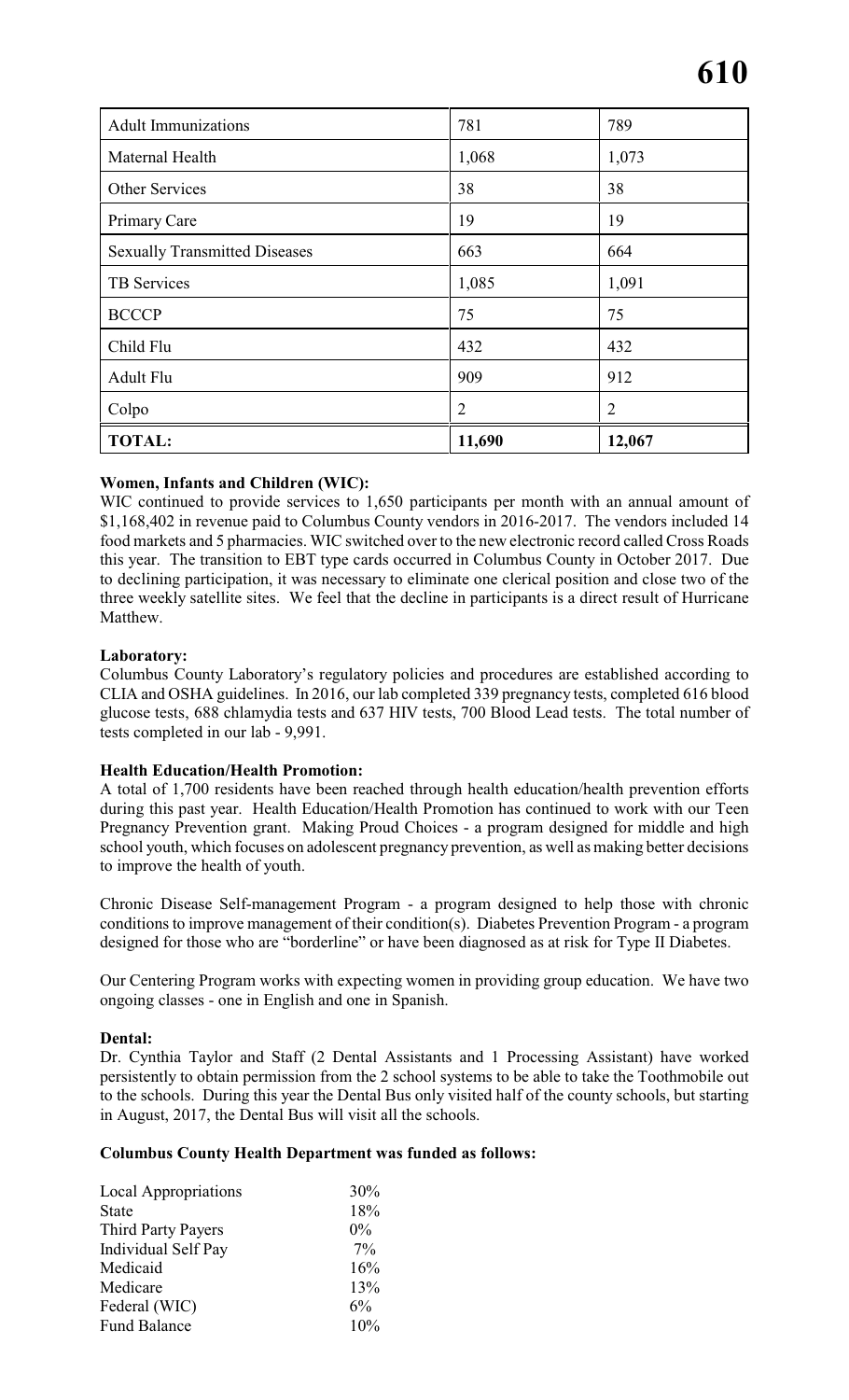| Adult Immunizations | 781 | 789 |
|---|---|---|
| Maternal Health | 1,068 | 1,073 |
| Other Services | 38 | 38 |
| Primary Care | 19 | 19 |
| Sexually Transmitted Diseases | 663 | 664 |
| TB Services | 1,085 | 1,091 |
| BCCCP | 75 | 75 |
| Child Flu | 432 | 432 |
| Adult Flu | 909 | 912 |
| Colpo | 2 | 2 |
| **TOTAL:** | **11,690** | **12,067** |

**Women, Infants and Children (WIC):**

WIC continued to provide services to 1,650 participants per month with an annual amount of $1,168,402 in revenue paid to Columbus County vendors in 2016-2017. The vendors included 14 food markets and 5 pharmacies. WIC switched over to the new electronic record called Cross Roads this year. The transition to EBT type cards occurred in Columbus County in October 2017. Due to declining participation, it was necessary to eliminate one clerical position and close two of the three weekly satellite sites. We feel that the decline in participants is a direct result of Hurricane Matthew.

**Laboratory:**

Columbus County Laboratory's regulatory policies and procedures are established according to CLIA and OSHA guidelines. In 2016, our lab completed 339 pregnancy tests, completed 616 blood glucose tests, 688 chlamydia tests and 637 HIV tests, 700 Blood Lead tests. The total number of tests completed in our lab - 9,991.

**Health Education/Health Promotion:**

A total of 1,700 residents have been reached through health education/health prevention efforts during this past year. Health Education/Health Promotion has continued to work with our Teen Pregnancy Prevention grant. Making Proud Choices - a program designed for middle and high school youth, which focuses on adolescent pregnancy prevention, as well as making better decisions to improve the health of youth.

Chronic Disease Self-management Program - a program designed to help those with chronic conditions to improve management of their condition(s). Diabetes Prevention Program - a program designed for those who are "borderline" or have been diagnosed as at risk for Type II Diabetes.

Our Centering Program works with expecting women in providing group education. We have two ongoing classes - one in English and one in Spanish.

**Dental:**

Dr. Cynthia Taylor and Staff (2 Dental Assistants and 1 Processing Assistant) have worked persistently to obtain permission from the 2 school systems to be able to take the Toothmobile out to the schools. During this year the Dental Bus only visited half of the county schools, but starting in August, 2017, the Dental Bus will visit all the schools.

**Columbus County Health Department was funded as follows:**

| | |
|---|---|
| Local Appropriations | 30% |
| State | 18% |
| Third Party Payers | 0% |
| Individual Self Pay | 7% |
| Medicaid | 16% |
| Medicare | 13% |
| Federal (WIC) | 6% |
| Fund Balance | 10% |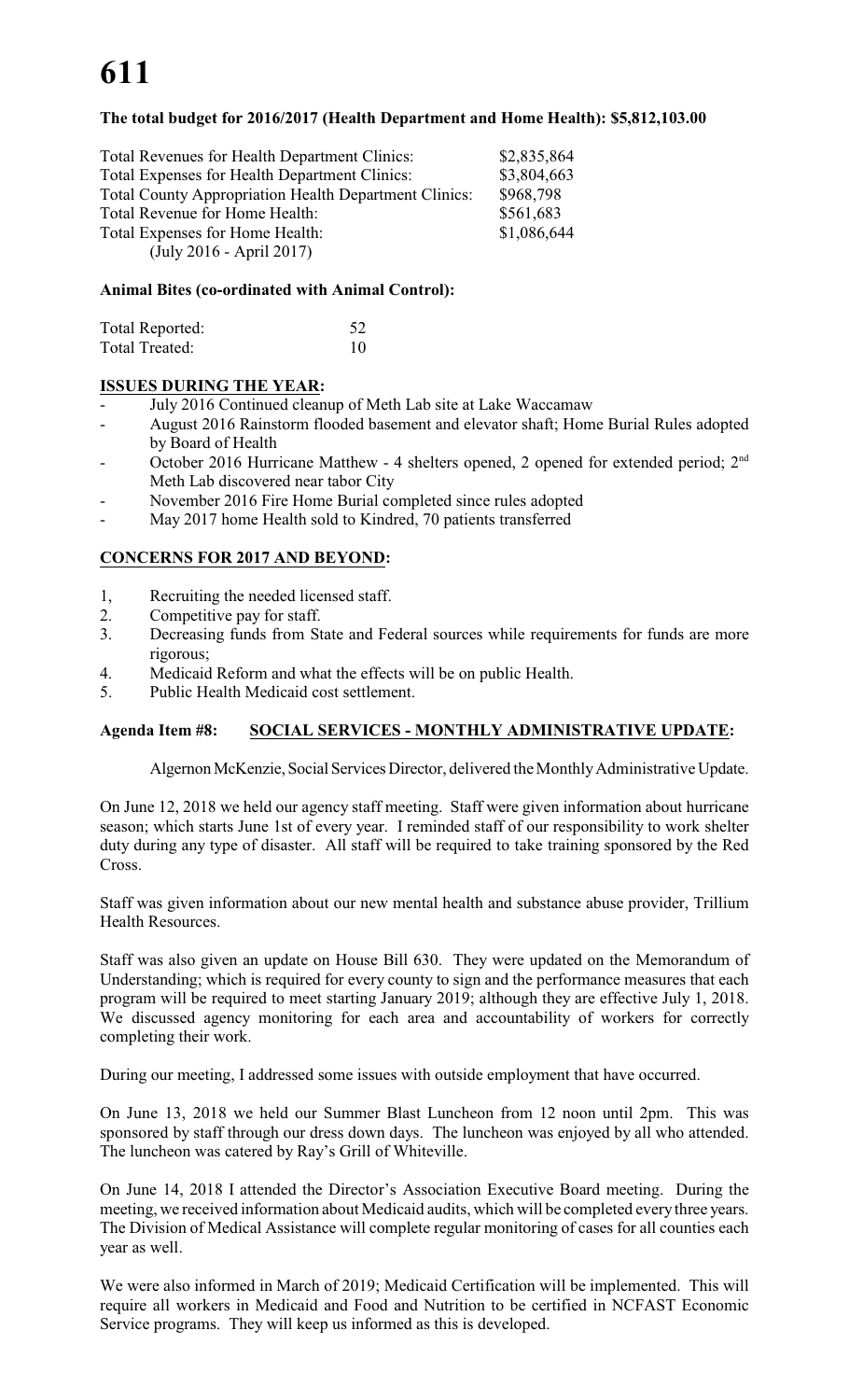**The total budget for 2016/2017 (Health Department and Home Health): $5,812,103.00**

| | |
|---|---|
| Total Revenues for Health Department Clinics: | $2,835,864 |
| Total Expenses for Health Department Clinics: | $3,804,663 |
| Total County Appropriation Health Department Clinics: | $968,798 |
| Total Revenue for Home Health: | $561,683 |
| Total Expenses for Home Health: | $1,086,644 |
| (July 2016 - April 2017) | |

**Animal Bites (co-ordinated with Animal Control):**

| | |
|---|---|
| Total Reported: | 52 |
| Total Treated: | 10 |

**ISSUES DURING THE YEAR:**

- July 2016 Continued cleanup of Meth Lab site at Lake Waccamaw
- August 2016 Rainstorm flooded basement and elevator shaft; Home Burial Rules adopted by Board of Health
- October 2016 Hurricane Matthew - 4 shelters opened, 2 opened for extended period; 2nd Meth Lab discovered near tabor City
- November 2016 Fire Home Burial completed since rules adopted
- May 2017 home Health sold to Kindred, 70 patients transferred

**CONCERNS FOR 2017 AND BEYOND:**

1, Recruiting the needed licensed staff.
2. Competitive pay for staff.
3. Decreasing funds from State and Federal sources while requirements for funds are more rigorous;
4. Medicaid Reform and what the effects will be on public Health.
5. Public Health Medicaid cost settlement.

**Agenda Item #8: SOCIAL SERVICES - MONTHLY ADMINISTRATIVE UPDATE:**

Algernon McKenzie, Social Services Director, delivered the Monthly Administrative Update.

On June 12, 2018 we held our agency staff meeting. Staff were given information about hurricane season; which starts June 1st of every year. I reminded staff of our responsibility to work shelter duty during any type of disaster. All staff will be required to take training sponsored by the Red Cross.

Staff was given information about our new mental health and substance abuse provider, Trillium Health Resources.

Staff was also given an update on House Bill 630. They were updated on the Memorandum of Understanding; which is required for every county to sign and the performance measures that each program will be required to meet starting January 2019; although they are effective July 1, 2018. We discussed agency monitoring for each area and accountability of workers for correctly completing their work.

During our meeting, I addressed some issues with outside employment that have occurred.

On June 13, 2018 we held our Summer Blast Luncheon from 12 noon until 2pm. This was sponsored by staff through our dress down days. The luncheon was enjoyed by all who attended. The luncheon was catered by Ray's Grill of Whiteville.

On June 14, 2018 I attended the Director's Association Executive Board meeting. During the meeting, we received information about Medicaid audits, which will be completed every three years. The Division of Medical Assistance will complete regular monitoring of cases for all counties each year as well.

We were also informed in March of 2019; Medicaid Certification will be implemented. This will require all workers in Medicaid and Food and Nutrition to be certified in NCFAST Economic Service programs. They will keep us informed as this is developed.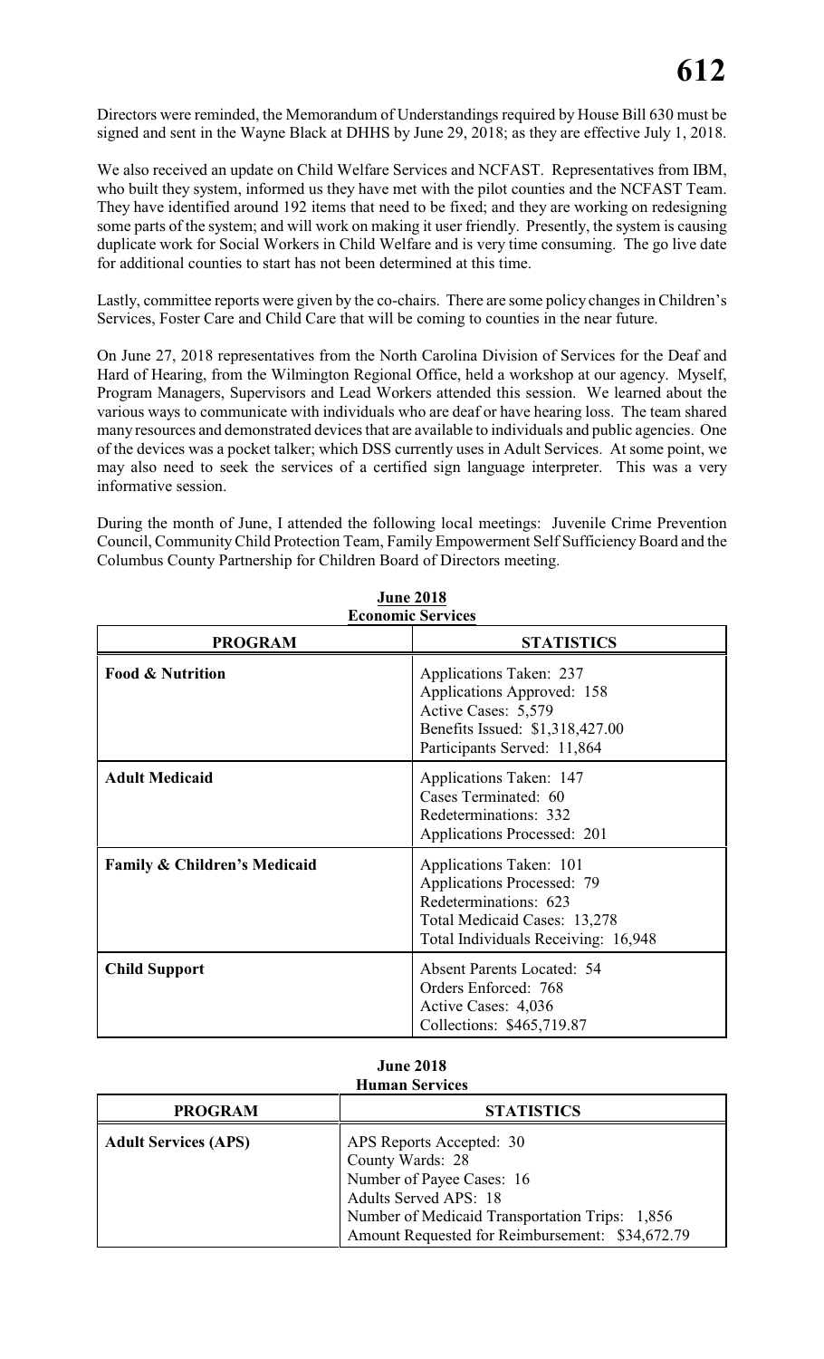Directors were reminded, the Memorandum of Understandings required by House Bill 630 must be signed and sent in the Wayne Black at DHHS by June 29, 2018; as they are effective July 1, 2018.

We also received an update on Child Welfare Services and NCFAST. Representatives from IBM, who built they system, informed us they have met with the pilot counties and the NCFAST Team. They have identified around 192 items that need to be fixed; and they are working on redesigning some parts of the system; and will work on making it user friendly. Presently, the system is causing duplicate work for Social Workers in Child Welfare and is very time consuming. The go live date for additional counties to start has not been determined at this time.

Lastly, committee reports were given by the co-chairs. There are some policy changes in Children's Services, Foster Care and Child Care that will be coming to counties in the near future.

On June 27, 2018 representatives from the North Carolina Division of Services for the Deaf and Hard of Hearing, from the Wilmington Regional Office, held a workshop at our agency. Myself, Program Managers, Supervisors and Lead Workers attended this session. We learned about the various ways to communicate with individuals who are deaf or have hearing loss. The team shared many resources and demonstrated devices that are available to individuals and public agencies. One of the devices was a pocket talker; which DSS currently uses in Adult Services. At some point, we may also need to seek the services of a certified sign language interpreter. This was a very informative session.

During the month of June, I attended the following local meetings: Juvenile Crime Prevention Council, Community Child Protection Team, Family Empowerment Self Sufficiency Board and the Columbus County Partnership for Children Board of Directors meeting.

**June 2018**
**Economic Services**

| PROGRAM | STATISTICS |
|---|---|
| **Food & Nutrition** | Applications Taken: 237<br>Applications Approved: 158<br>Active Cases: 5,579<br>Benefits Issued: $1,318,427.00<br>Participants Served: 11,864 |
| **Adult Medicaid** | Applications Taken: 147<br>Cases Terminated: 60<br>Redeterminations: 332<br>Applications Processed: 201 |
| **Family & Children's Medicaid** | Applications Taken: 101<br>Applications Processed: 79<br>Redeterminations: 623<br>Total Medicaid Cases: 13,278<br>Total Individuals Receiving: 16,948 |
| **Child Support** | Absent Parents Located: 54<br>Orders Enforced: 768<br>Active Cases: 4,036<br>Collections: $465,719.87 |

**June 2018**
**Human Services**

| PROGRAM | STATISTICS |
|---|---|
| **Adult Services (APS)** | APS Reports Accepted: 30<br>County Wards: 28<br>Number of Payee Cases: 16<br>Adults Served APS: 18<br>Number of Medicaid Transportation Trips: 1,856<br>Amount Requested for Reimbursement: $34,672.79 |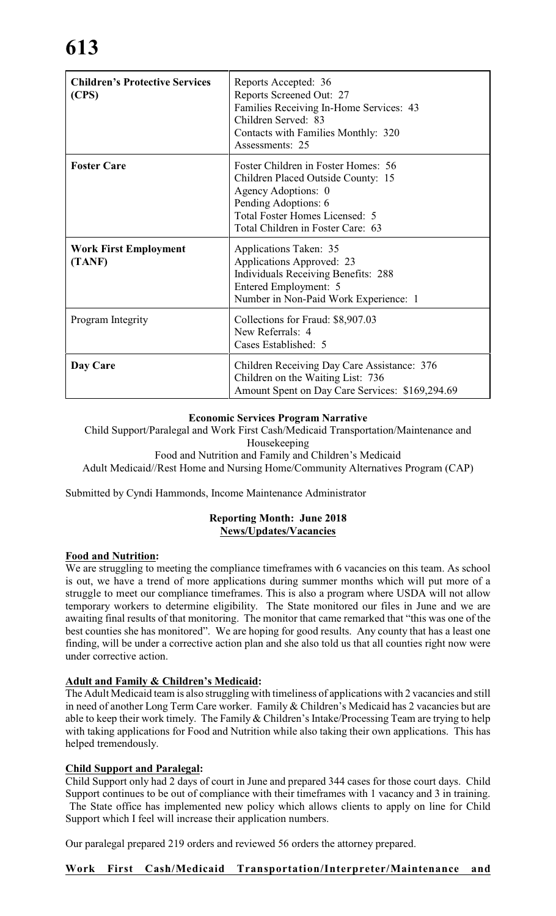| **Children's Protective Services (CPS)** | Reports Accepted: 36<br>Reports Screened Out: 27<br>Families Receiving In-Home Services: 43<br>Children Served: 83<br>Contacts with Families Monthly: 320<br>Assessments: 25 |
|---|---|
| **Foster Care** | Foster Children in Foster Homes: 56<br>Children Placed Outside County: 15<br>Agency Adoptions: 0<br>Pending Adoptions: 6<br>Total Foster Homes Licensed: 5<br>Total Children in Foster Care: 63 |
| **Work First Employment (TANF)** | Applications Taken: 35<br>Applications Approved: 23<br>Individuals Receiving Benefits: 288<br>Entered Employment: 5<br>Number in Non-Paid Work Experience: 1 |
| Program Integrity | Collections for Fraud: $8,907.03<br>New Referrals: 4<br>Cases Established: 5 |
| **Day Care** | Children Receiving Day Care Assistance: 376<br>Children on the Waiting List: 736<br>Amount Spent on Day Care Services: $169,294.69 |

**Economic Services Program Narrative**

Child Support/Paralegal and Work First Cash/Medicaid Transportation/Maintenance and Housekeeping
Food and Nutrition and Family and Children's Medicaid
Adult Medicaid//Rest Home and Nursing Home/Community Alternatives Program (CAP)

Submitted by Cyndi Hammonds, Income Maintenance Administrator

**Reporting Month: June 2018**
**News/Updates/Vacancies**

**Food and Nutrition:**
We are struggling to meeting the compliance timeframes with 6 vacancies on this team. As school is out, we have a trend of more applications during summer months which will put more of a struggle to meet our compliance timeframes. This is also a program where USDA will not allow temporary workers to determine eligibility. The State monitored our files in June and we are awaiting final results of that monitoring. The monitor that came remarked that "this was one of the best counties she has monitored". We are hoping for good results. Any county that has a least one finding, will be under a corrective action plan and she also told us that all counties right now were under corrective action.

**Adult and Family & Children's Medicaid:**
The Adult Medicaid team is also struggling with timeliness of applications with 2 vacancies and still in need of another Long Term Care worker. Family & Children's Medicaid has 2 vacancies but are able to keep their work timely. The Family & Children's Intake/Processing Team are trying to help with taking applications for Food and Nutrition while also taking their own applications. This has helped tremendously.

**Child Support and Paralegal:**
Child Support only had 2 days of court in June and prepared 344 cases for those court days. Child Support continues to be out of compliance with their timeframes with 1 vacancy and 3 in training. The State office has implemented new policy which allows clients to apply on line for Child Support which I feel will increase their application numbers.

Our paralegal prepared 219 orders and reviewed 56 orders the attorney prepared.

**Work First Cash/Medicaid Transportation/Interpreter/Maintenance and**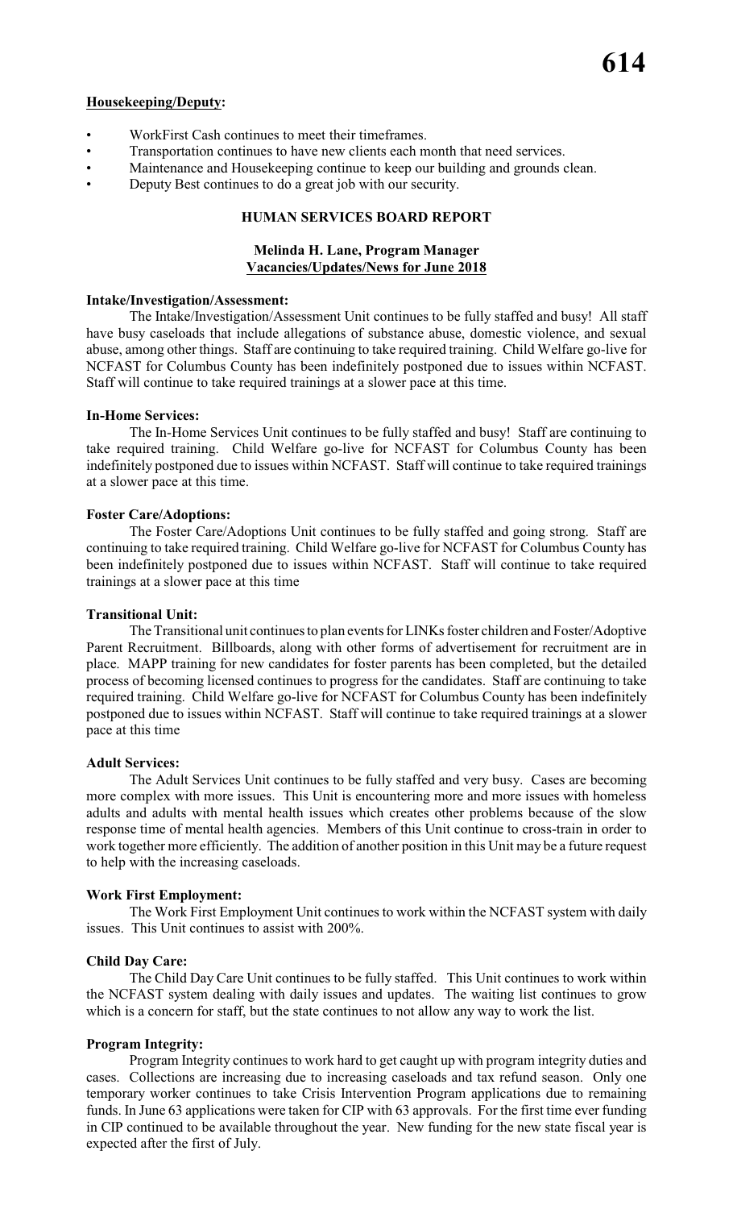**Housekeeping/Deputy:**

- WorkFirst Cash continues to meet their timeframes.
- Transportation continues to have new clients each month that need services.
- Maintenance and Housekeeping continue to keep our building and grounds clean.
- Deputy Best continues to do a great job with our security.

## HUMAN SERVICES BOARD REPORT

**Melinda H. Lane, Program Manager**
**Vacancies/Updates/News for June 2018**

**Intake/Investigation/Assessment:**

The Intake/Investigation/Assessment Unit continues to be fully staffed and busy! All staff have busy caseloads that include allegations of substance abuse, domestic violence, and sexual abuse, among other things. Staff are continuing to take required training. Child Welfare go-live for NCFAST for Columbus County has been indefinitely postponed due to issues within NCFAST. Staff will continue to take required trainings at a slower pace at this time.

**In-Home Services:**

The In-Home Services Unit continues to be fully staffed and busy! Staff are continuing to take required training. Child Welfare go-live for NCFAST for Columbus County has been indefinitely postponed due to issues within NCFAST. Staff will continue to take required trainings at a slower pace at this time.

**Foster Care/Adoptions:**

The Foster Care/Adoptions Unit continues to be fully staffed and going strong. Staff are continuing to take required training. Child Welfare go-live for NCFAST for Columbus County has been indefinitely postponed due to issues within NCFAST. Staff will continue to take required trainings at a slower pace at this time

**Transitional Unit:**

The Transitional unit continues to plan events for LINKs foster children and Foster/Adoptive Parent Recruitment. Billboards, along with other forms of advertisement for recruitment are in place. MAPP training for new candidates for foster parents has been completed, but the detailed process of becoming licensed continues to progress for the candidates. Staff are continuing to take required training. Child Welfare go-live for NCFAST for Columbus County has been indefinitely postponed due to issues within NCFAST. Staff will continue to take required trainings at a slower pace at this time

**Adult Services:**

The Adult Services Unit continues to be fully staffed and very busy. Cases are becoming more complex with more issues. This Unit is encountering more and more issues with homeless adults and adults with mental health issues which creates other problems because of the slow response time of mental health agencies. Members of this Unit continue to cross-train in order to work together more efficiently. The addition of another position in this Unit may be a future request to help with the increasing caseloads.

**Work First Employment:**

The Work First Employment Unit continues to work within the NCFAST system with daily issues. This Unit continues to assist with 200%.

**Child Day Care:**

The Child Day Care Unit continues to be fully staffed. This Unit continues to work within the NCFAST system dealing with daily issues and updates. The waiting list continues to grow which is a concern for staff, but the state continues to not allow any way to work the list.

**Program Integrity:**

Program Integrity continues to work hard to get caught up with program integrity duties and cases. Collections are increasing due to increasing caseloads and tax refund season. Only one temporary worker continues to take Crisis Intervention Program applications due to remaining funds. In June 63 applications were taken for CIP with 63 approvals. For the first time ever funding in CIP continued to be available throughout the year. New funding for the new state fiscal year is expected after the first of July.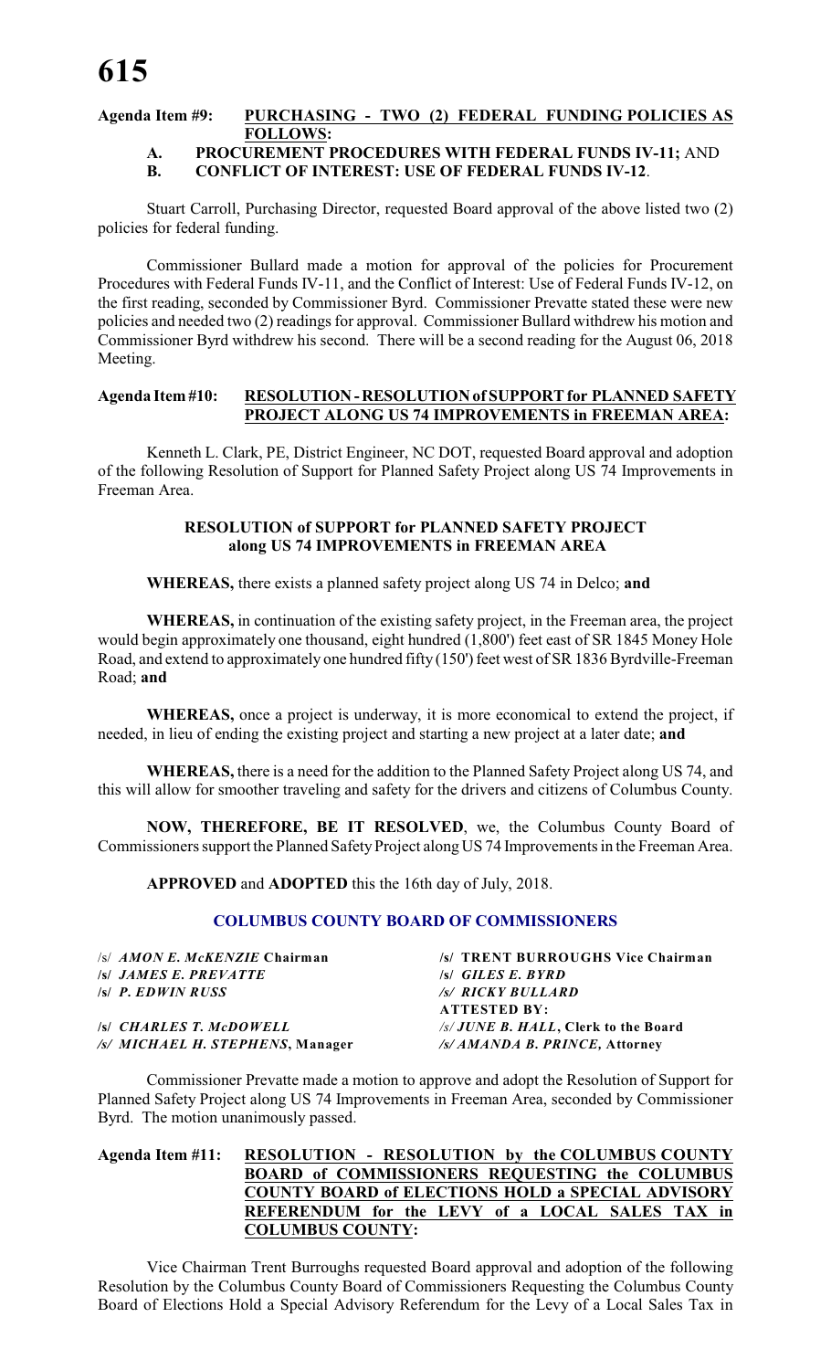**Agenda Item #9: PURCHASING - TWO (2) FEDERAL FUNDING POLICIES AS FOLLOWS:**

**A. PROCUREMENT PROCEDURES WITH FEDERAL FUNDS IV-11;** AND

**B. CONFLICT OF INTEREST: USE OF FEDERAL FUNDS IV-12**.

Stuart Carroll, Purchasing Director, requested Board approval of the above listed two (2) policies for federal funding.

Commissioner Bullard made a motion for approval of the policies for Procurement Procedures with Federal Funds IV-11, and the Conflict of Interest: Use of Federal Funds IV-12, on the first reading, seconded by Commissioner Byrd. Commissioner Prevatte stated these were new policies and needed two (2) readings for approval. Commissioner Bullard withdrew his motion and Commissioner Byrd withdrew his second. There will be a second reading for the August 06, 2018 Meeting.

**Agenda Item #10: RESOLUTION - RESOLUTION of SUPPORT for PLANNED SAFETY PROJECT ALONG US 74 IMPROVEMENTS in FREEMAN AREA:**

Kenneth L. Clark, PE, District Engineer, NC DOT, requested Board approval and adoption of the following Resolution of Support for Planned Safety Project along US 74 Improvements in Freeman Area.

**RESOLUTION of SUPPORT for PLANNED SAFETY PROJECT along US 74 IMPROVEMENTS in FREEMAN AREA**

**WHEREAS,** there exists a planned safety project along US 74 in Delco; **and**

**WHEREAS,** in continuation of the existing safety project, in the Freeman area, the project would begin approximately one thousand, eight hundred (1,800') feet east of SR 1845 Money Hole Road, and extend to approximately one hundred fifty (150') feet west of SR 1836 Byrdville-Freeman Road; **and**

**WHEREAS,** once a project is underway, it is more economical to extend the project, if needed, in lieu of ending the existing project and starting a new project at a later date; **and**

**WHEREAS,** there is a need for the addition to the Planned Safety Project along US 74, and this will allow for smoother traveling and safety for the drivers and citizens of Columbus County.

**NOW, THEREFORE, BE IT RESOLVED**, we, the Columbus County Board of Commissioners support the Planned Safety Project along US 74 Improvements in the Freeman Area.

**APPROVED** and **ADOPTED** this the 16th day of July, 2018.

**COLUMBUS COUNTY BOARD OF COMMISSIONERS**

/s/ ***AMON E. McKENZIE* Chairman**
**/s/ *JAMES E. PREVATTE***
**/s/ *P. EDWIN RUSS***

**/s/ *CHARLES T. McDOWELL***
***/s/ MICHAEL H. STEPHENS*, Manager**

**/s/ TRENT BURROUGHS Vice Chairman**
**/s/ *GILES E. BYRD***
***/s/ RICKY BULLARD***
**ATTESTED BY:**
*/s/ **JUNE B. HALL***, **Clerk to the Board**
***/s/ AMANDA B. PRINCE*, Attorney**

Commissioner Prevatte made a motion to approve and adopt the Resolution of Support for Planned Safety Project along US 74 Improvements in Freeman Area, seconded by Commissioner Byrd. The motion unanimously passed.

**Agenda Item #11: RESOLUTION - RESOLUTION by the COLUMBUS COUNTY BOARD of COMMISSIONERS REQUESTING the COLUMBUS COUNTY BOARD of ELECTIONS HOLD a SPECIAL ADVISORY REFERENDUM for the LEVY of a LOCAL SALES TAX in COLUMBUS COUNTY:**

Vice Chairman Trent Burroughs requested Board approval and adoption of the following Resolution by the Columbus County Board of Commissioners Requesting the Columbus County Board of Elections Hold a Special Advisory Referendum for the Levy of a Local Sales Tax in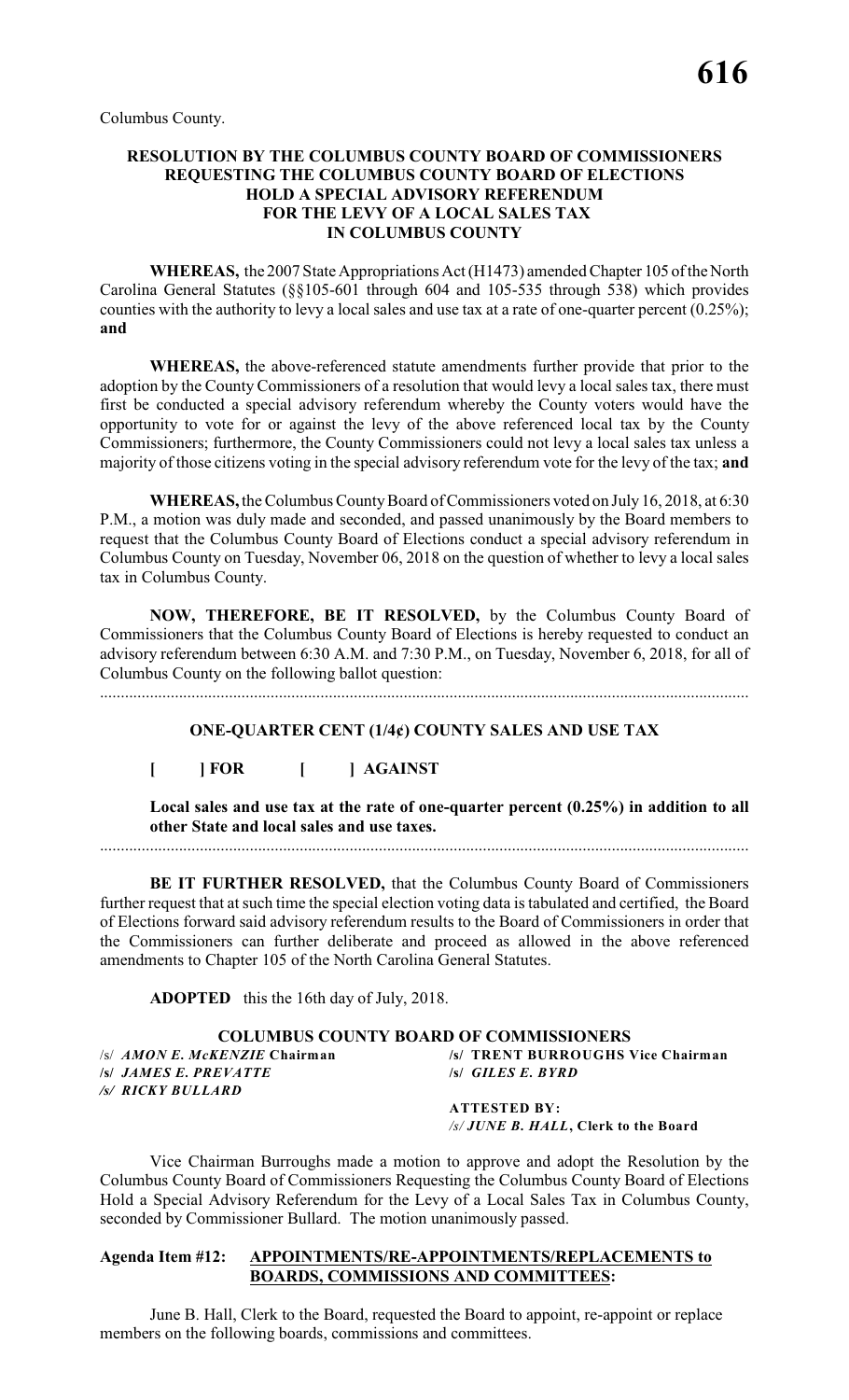Columbus County.

**RESOLUTION BY THE COLUMBUS COUNTY BOARD OF COMMISSIONERS REQUESTING THE COLUMBUS COUNTY BOARD OF ELECTIONS HOLD A SPECIAL ADVISORY REFERENDUM FOR THE LEVY OF A LOCAL SALES TAX IN COLUMBUS COUNTY**

**WHEREAS,** the 2007 State Appropriations Act (H1473) amended Chapter 105 of the North Carolina General Statutes (§§105-601 through 604 and 105-535 through 538) which provides counties with the authority to levy a local sales and use tax at a rate of one-quarter percent (0.25%); **and**

**WHEREAS,** the above-referenced statute amendments further provide that prior to the adoption by the County Commissioners of a resolution that would levy a local sales tax, there must first be conducted a special advisory referendum whereby the County voters would have the opportunity to vote for or against the levy of the above referenced local tax by the County Commissioners; furthermore, the County Commissioners could not levy a local sales tax unless a majority of those citizens voting in the special advisory referendum vote for the levy of the tax; **and**

**WHEREAS,** the Columbus County Board of Commissioners voted on July 16, 2018, at 6:30 P.M., a motion was duly made and seconded, and passed unanimously by the Board members to request that the Columbus County Board of Elections conduct a special advisory referendum in Columbus County on Tuesday, November 06, 2018 on the question of whether to levy a local sales tax in Columbus County.

**NOW, THEREFORE, BE IT RESOLVED,** by the Columbus County Board of Commissioners that the Columbus County Board of Elections is hereby requested to conduct an advisory referendum between 6:30 A.M. and 7:30 P.M., on Tuesday, November 6, 2018, for all of Columbus County on the following ballot question:

.............................................................................................................................................................

**ONE-QUARTER CENT (1/4¢) COUNTY SALES AND USE TAX**

**[ ] FOR [ ] AGAINST**

**Local sales and use tax at the rate of one-quarter percent (0.25%) in addition to all other State and local sales and use taxes.**

.............................................................................................................................................................

**BE IT FURTHER RESOLVED,** that the Columbus County Board of Commissioners further request that at such time the special election voting data is tabulated and certified, the Board of Elections forward said advisory referendum results to the Board of Commissioners in order that the Commissioners can further deliberate and proceed as allowed in the above referenced amendments to Chapter 105 of the North Carolina General Statutes.

**ADOPTED** this the 16th day of July, 2018.

**COLUMBUS COUNTY BOARD OF COMMISSIONERS**

/s/ ***AMON E. McKENZIE* Chairman**
**/s/ TRENT BURROUGHS Vice Chairman**
**/s/ *JAMES E. PREVATTE***
**/s/ *GILES E. BYRD***
***/s/ RICKY BULLARD***

**ATTESTED BY:**
*/s/ **JUNE B. HALL***, **Clerk to the Board**

Vice Chairman Burroughs made a motion to approve and adopt the Resolution by the Columbus County Board of Commissioners Requesting the Columbus County Board of Elections Hold a Special Advisory Referendum for the Levy of a Local Sales Tax in Columbus County, seconded by Commissioner Bullard. The motion unanimously passed.

**Agenda Item #12: APPOINTMENTS/RE-APPOINTMENTS/REPLACEMENTS to BOARDS, COMMISSIONS AND COMMITTEES:**

June B. Hall, Clerk to the Board, requested the Board to appoint, re-appoint or replace members on the following boards, commissions and committees.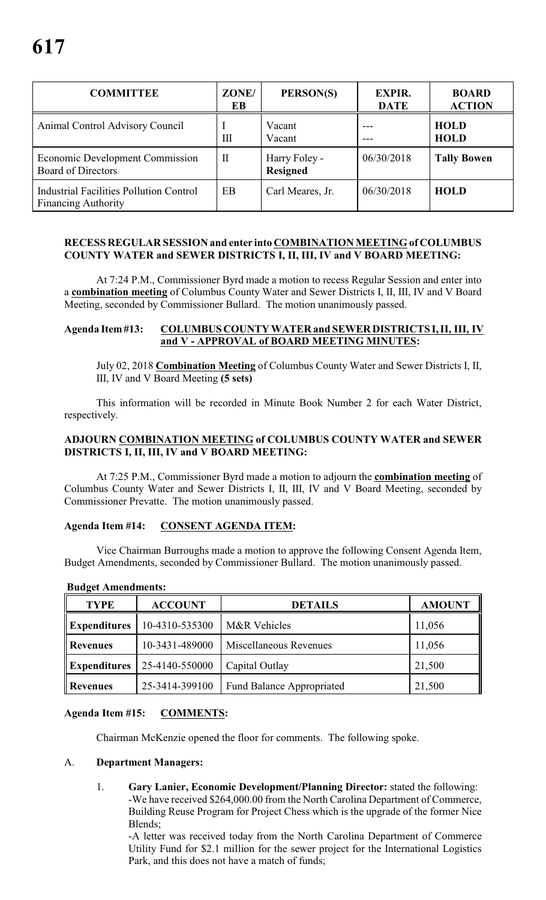| COMMITTEE | ZONE/ EB | PERSON(S) | EXPIR. DATE | BOARD ACTION |
|---|---|---|---|---|
| Animal Control Advisory Council | I<br>III | Vacant<br>Vacant | ---<br>--- | **HOLD**<br>**HOLD** |
| Economic Development Commission Board of Directors | II | Harry Foley - **Resigned** | 06/30/2018 | **Tally Bowen** |
| Industrial Facilities Pollution Control Financing Authority | EB | Carl Meares, Jr. | 06/30/2018 | **HOLD** |

**RECESS REGULAR SESSION and enter into <u>COMBINATION MEETING</u> of COLUMBUS COUNTY WATER and SEWER DISTRICTS I, II, III, IV and V BOARD MEETING:**

At 7:24 P.M., Commissioner Byrd made a motion to recess Regular Session and enter into a **<u>combination meeting</u>** of Columbus County Water and Sewer Districts I, II, III, IV and V Board Meeting, seconded by Commissioner Bullard. The motion unanimously passed.

**Agenda Item #13: <u>COLUMBUS COUNTY WATER and SEWER DISTRICTS I, II, III, IV and V - APPROVAL of BOARD MEETING MINUTES:</u>**

July 02, 2018 **<u>Combination Meeting</u>** of Columbus County Water and Sewer Districts I, II, III, IV and V Board Meeting **(5 sets)**

This information will be recorded in Minute Book Number 2 for each Water District, respectively.

**ADJOURN <u>COMBINATION MEETING</u> of COLUMBUS COUNTY WATER and SEWER DISTRICTS I, II, III, IV and V BOARD MEETING:**

At 7:25 P.M., Commissioner Byrd made a motion to adjourn the **<u>combination meeting</u>** of Columbus County Water and Sewer Districts I, II, III, IV and V Board Meeting, seconded by Commissioner Prevatte. The motion unanimously passed.

**Agenda Item #14: <u>CONSENT AGENDA ITEM</u>:**

Vice Chairman Burroughs made a motion to approve the following Consent Agenda Item, Budget Amendments, seconded by Commissioner Bullard. The motion unanimously passed.

**Budget Amendments:**

| TYPE | ACCOUNT | DETAILS | AMOUNT |
|---|---|---|---|
| **Expenditures** | 10-4310-535300 | M&R Vehicles | 11,056 |
| **Revenues** | 10-3431-489000 | Miscellaneous Revenues | 11,056 |
| **Expenditures** | 25-4140-550000 | Capital Outlay | 21,500 |
| **Revenues** | 25-3414-399100 | Fund Balance Appropriated | 21,500 |

**Agenda Item #15: <u>COMMENTS</u>:**

Chairman McKenzie opened the floor for comments. The following spoke.

A. **Department Managers:**

1. **Gary Lanier, Economic Development/Planning Director:** stated the following:
-We have received $264,000.00 from the North Carolina Department of Commerce, Building Reuse Program for Project Chess which is the upgrade of the former Nice Blends;
-A letter was received today from the North Carolina Department of Commerce Utility Fund for $2.1 million for the sewer project for the International Logistics Park, and this does not have a match of funds;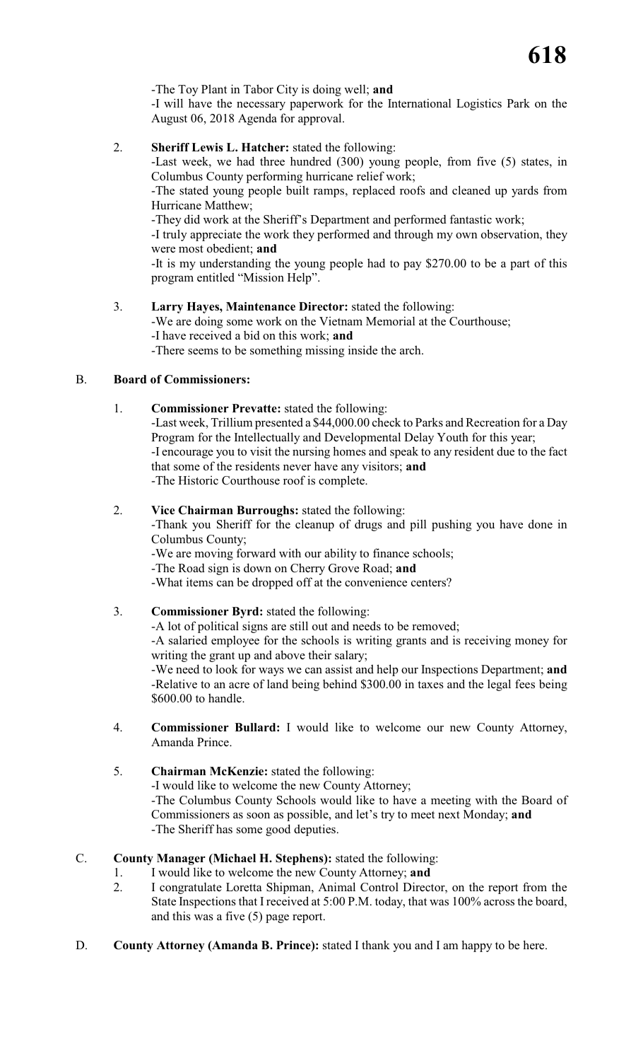-The Toy Plant in Tabor City is doing well; **and**

-I will have the necessary paperwork for the International Logistics Park on the August 06, 2018 Agenda for approval.

2. **Sheriff Lewis L. Hatcher:** stated the following:
   -Last week, we had three hundred (300) young people, from five (5) states, in Columbus County performing hurricane relief work;
   -The stated young people built ramps, replaced roofs and cleaned up yards from Hurricane Matthew;
   -They did work at the Sheriff's Department and performed fantastic work;
   -I truly appreciate the work they performed and through my own observation, they were most obedient; **and**
   -It is my understanding the young people had to pay $270.00 to be a part of this program entitled "Mission Help".

3. **Larry Hayes, Maintenance Director:** stated the following:
   -We are doing some work on the Vietnam Memorial at the Courthouse;
   -I have received a bid on this work; **and**
   -There seems to be something missing inside the arch.

B. **Board of Commissioners:**

1. **Commissioner Prevatte:** stated the following:
   -Last week, Trillium presented a $44,000.00 check to Parks and Recreation for a Day Program for the Intellectually and Developmental Delay Youth for this year;
   -I encourage you to visit the nursing homes and speak to any resident due to the fact that some of the residents never have any visitors; **and**
   -The Historic Courthouse roof is complete.

2. **Vice Chairman Burroughs:** stated the following:
   -Thank you Sheriff for the cleanup of drugs and pill pushing you have done in Columbus County;
   -We are moving forward with our ability to finance schools;
   -The Road sign is down on Cherry Grove Road; **and**
   -What items can be dropped off at the convenience centers?

3. **Commissioner Byrd:** stated the following:
   -A lot of political signs are still out and needs to be removed;
   -A salaried employee for the schools is writing grants and is receiving money for writing the grant up and above their salary;
   -We need to look for ways we can assist and help our Inspections Department; **and**
   -Relative to an acre of land being behind $300.00 in taxes and the legal fees being $600.00 to handle.

4. **Commissioner Bullard:** I would like to welcome our new County Attorney, Amanda Prince.

5. **Chairman McKenzie:** stated the following:
   -I would like to welcome the new County Attorney;
   -The Columbus County Schools would like to have a meeting with the Board of Commissioners as soon as possible, and let's try to meet next Monday; **and**
   -The Sheriff has some good deputies.

C. **County Manager (Michael H. Stephens):** stated the following:

1. I would like to welcome the new County Attorney; **and**
2. I congratulate Loretta Shipman, Animal Control Director, on the report from the State Inspections that I received at 5:00 P.M. today, that was 100% across the board, and this was a five (5) page report.

D. **County Attorney (Amanda B. Prince):** stated I thank you and I am happy to be here.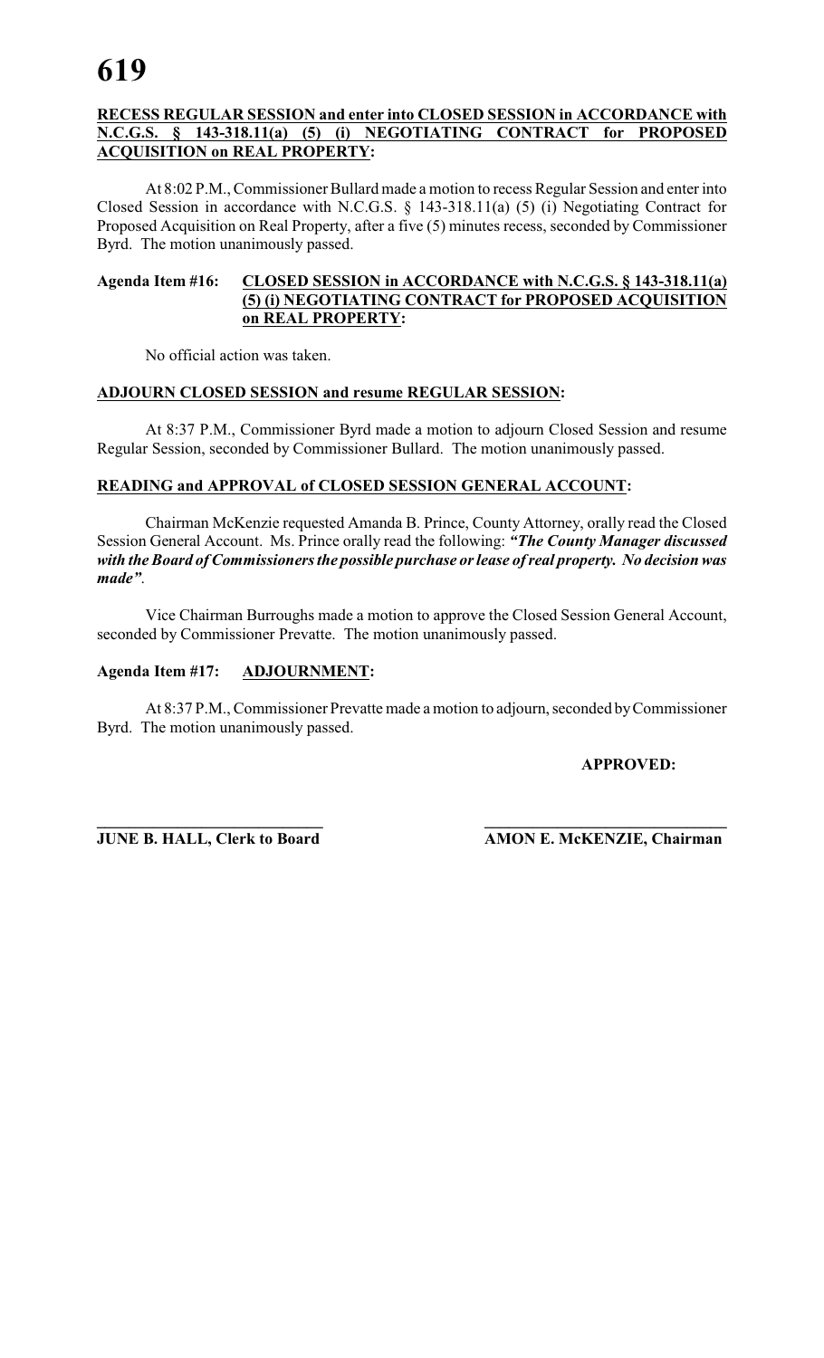**RECESS REGULAR SESSION and enter into CLOSED SESSION in ACCORDANCE with N.C.G.S. § 143-318.11(a) (5) (i) NEGOTIATING CONTRACT for PROPOSED ACQUISITION on REAL PROPERTY:**

At 8:02 P.M., Commissioner Bullard made a motion to recess Regular Session and enter into Closed Session in accordance with N.C.G.S. § 143-318.11(a) (5) (i) Negotiating Contract for Proposed Acquisition on Real Property, after a five (5) minutes recess, seconded by Commissioner Byrd. The motion unanimously passed.

**Agenda Item #16: CLOSED SESSION in ACCORDANCE with N.C.G.S. § 143-318.11(a) (5) (i) NEGOTIATING CONTRACT for PROPOSED ACQUISITION on REAL PROPERTY:**

No official action was taken.

**ADJOURN CLOSED SESSION and resume REGULAR SESSION:**

At 8:37 P.M., Commissioner Byrd made a motion to adjourn Closed Session and resume Regular Session, seconded by Commissioner Bullard. The motion unanimously passed.

**READING and APPROVAL of CLOSED SESSION GENERAL ACCOUNT:**

Chairman McKenzie requested Amanda B. Prince, County Attorney, orally read the Closed Session General Account. Ms. Prince orally read the following: ***"The County Manager discussed with the Board of Commissioners the possible purchase or lease of real property. No decision was made"***.

Vice Chairman Burroughs made a motion to approve the Closed Session General Account, seconded by Commissioner Prevatte. The motion unanimously passed.

**Agenda Item #17: ADJOURNMENT:**

At 8:37 P.M., Commissioner Prevatte made a motion to adjourn, seconded by Commissioner Byrd. The motion unanimously passed.

**APPROVED:**

**JUNE B. HALL, Clerk to Board**

**AMON E. McKENZIE, Chairman**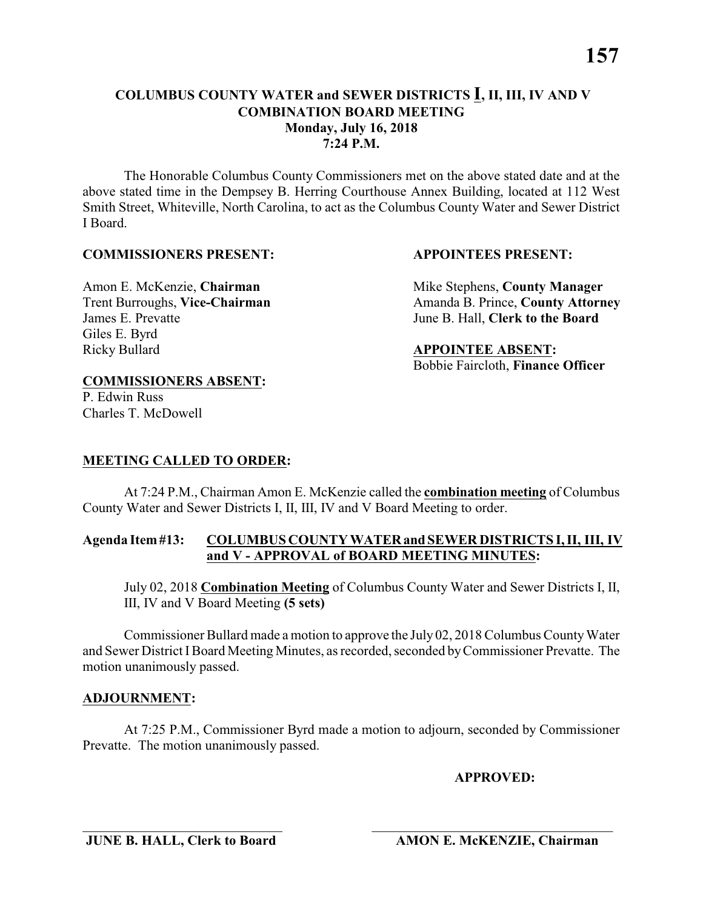**COLUMBUS COUNTY WATER and SEWER DISTRICTS I, II, III, IV AND V**
**COMBINATION BOARD MEETING**
**Monday, July 16, 2018**
**7:24 P.M.**

The Honorable Columbus County Commissioners met on the above stated date and at the above stated time in the Dempsey B. Herring Courthouse Annex Building, located at 112 West Smith Street, Whiteville, North Carolina, to act as the Columbus County Water and Sewer District I Board.

**COMMISSIONERS PRESENT:**

Amon E. McKenzie, **Chairman**
Trent Burroughs, **Vice-Chairman**
James E. Prevatte
Giles E. Byrd
Ricky Bullard

**COMMISSIONERS ABSENT:**
P. Edwin Russ
Charles T. McDowell

**APPOINTEES PRESENT:**

Mike Stephens, **County Manager**
Amanda B. Prince, **County Attorney**
June B. Hall, **Clerk to the Board**

**APPOINTEE ABSENT:**
Bobbie Faircloth, **Finance Officer**

**MEETING CALLED TO ORDER:**

At 7:24 P.M., Chairman Amon E. McKenzie called the **combination meeting** of Columbus County Water and Sewer Districts I, II, III, IV and V Board Meeting to order.

**Agenda Item #13: COLUMBUS COUNTY WATER and SEWER DISTRICTS I, II, III, IV and V - APPROVAL of BOARD MEETING MINUTES:**

July 02, 2018 **Combination Meeting** of Columbus County Water and Sewer Districts I, II, III, IV and V Board Meeting **(5 sets)**

Commissioner Bullard made a motion to approve the July 02, 2018 Columbus County Water and Sewer District I Board Meeting Minutes, as recorded, seconded by Commissioner Prevatte. The motion unanimously passed.

**ADJOURNMENT:**

At 7:25 P.M., Commissioner Byrd made a motion to adjourn, seconded by Commissioner Prevatte. The motion unanimously passed.

**APPROVED:**

______________________________ ______________________________
**JUNE B. HALL, Clerk to Board** **AMON E. McKENZIE, Chairman**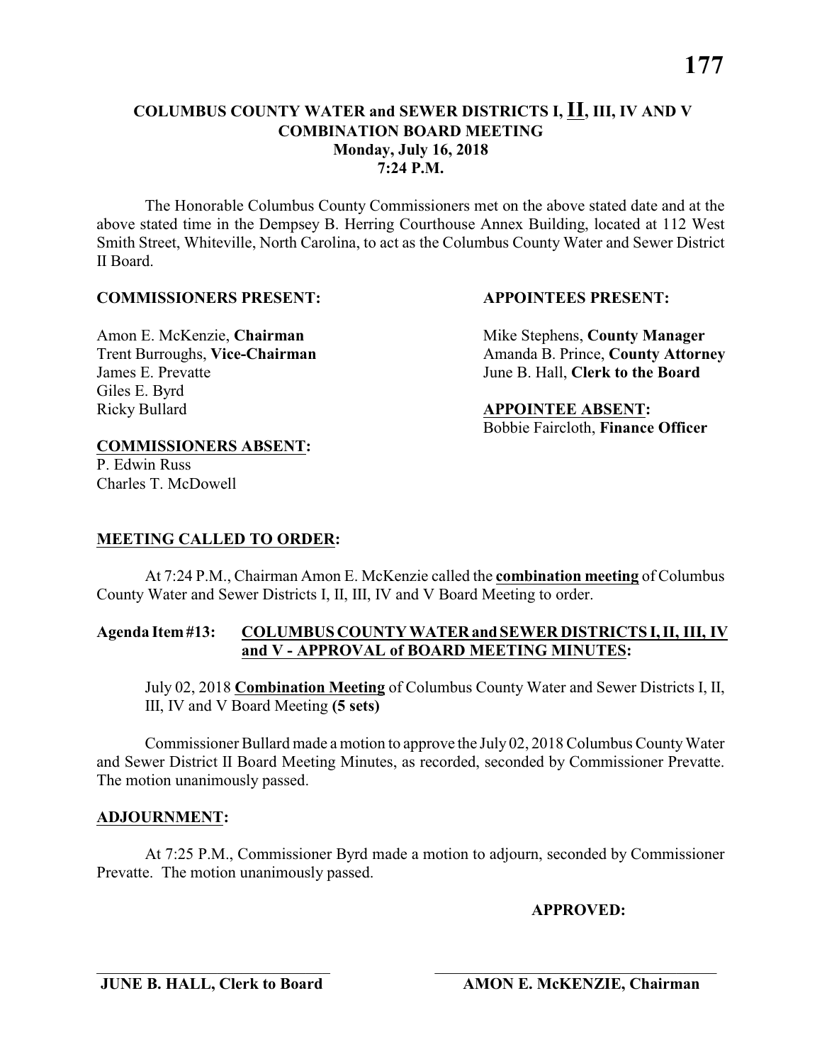# COLUMBUS COUNTY WATER and SEWER DISTRICTS I, **II**, III, IV AND V
## COMBINATION BOARD MEETING
### Monday, July 16, 2018
### 7:24 P.M.

The Honorable Columbus County Commissioners met on the above stated date and at the above stated time in the Dempsey B. Herring Courthouse Annex Building, located at 112 West Smith Street, Whiteville, North Carolina, to act as the Columbus County Water and Sewer District II Board.

**COMMISSIONERS PRESENT:**

Amon E. McKenzie, **Chairman**
Trent Burroughs, **Vice-Chairman**
James E. Prevatte
Giles E. Byrd
Ricky Bullard

**COMMISSIONERS ABSENT:**
P. Edwin Russ
Charles T. McDowell

**APPOINTEES PRESENT:**

Mike Stephens, **County Manager**
Amanda B. Prince, **County Attorney**
June B. Hall, **Clerk to the Board**

**APPOINTEE ABSENT:**
Bobbie Faircloth, **Finance Officer**

**MEETING CALLED TO ORDER:**

At 7:24 P.M., Chairman Amon E. McKenzie called the **combination meeting** of Columbus County Water and Sewer Districts I, II, III, IV and V Board Meeting to order.

**Agenda Item #13: COLUMBUS COUNTY WATER and SEWER DISTRICTS I, II, III, IV and V - APPROVAL of BOARD MEETING MINUTES:**

July 02, 2018 **Combination Meeting** of Columbus County Water and Sewer Districts I, II, III, IV and V Board Meeting **(5 sets)**

Commissioner Bullard made a motion to approve the July 02, 2018 Columbus County Water and Sewer District II Board Meeting Minutes, as recorded, seconded by Commissioner Prevatte. The motion unanimously passed.

**ADJOURNMENT:**

At 7:25 P.M., Commissioner Byrd made a motion to adjourn, seconded by Commissioner Prevatte. The motion unanimously passed.

**APPROVED:**

\_\_\_\_\_\_\_\_\_\_\_\_\_\_\_\_\_\_\_\_\_\_\_\_\_\_\_\_\_\_\_\_
**JUNE B. HALL, Clerk to Board**

\_\_\_\_\_\_\_\_\_\_\_\_\_\_\_\_\_\_\_\_\_\_\_\_\_\_\_\_\_\_\_\_
**AMON E. McKENZIE, Chairman**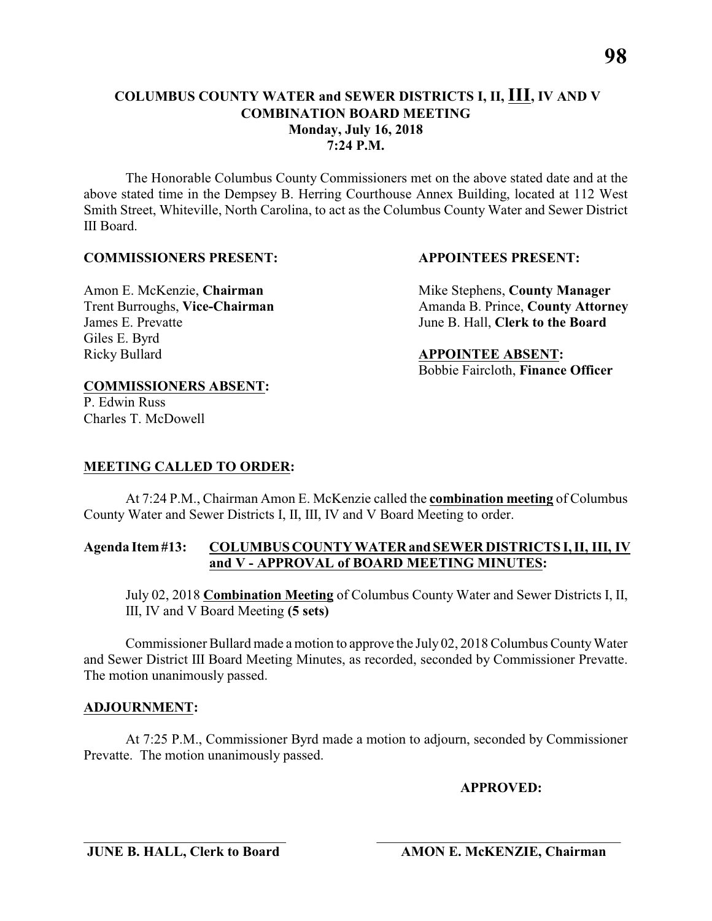# COLUMBUS COUNTY WATER and SEWER DISTRICTS I, II, III, IV AND V COMBINATION BOARD MEETING

**Monday, July 16, 2018**
**7:24 P.M.**

The Honorable Columbus County Commissioners met on the above stated date and at the above stated time in the Dempsey B. Herring Courthouse Annex Building, located at 112 West Smith Street, Whiteville, North Carolina, to act as the Columbus County Water and Sewer District III Board.

**COMMISSIONERS PRESENT:**

Amon E. McKenzie, **Chairman**
Trent Burroughs, **Vice-Chairman**
James E. Prevatte
Giles E. Byrd
Ricky Bullard

**APPOINTEES PRESENT:**

Mike Stephens, **County Manager**
Amanda B. Prince, **County Attorney**
June B. Hall, **Clerk to the Board**

**APPOINTEE ABSENT:**

Bobbie Faircloth, **Finance Officer**

**COMMISSIONERS ABSENT:**

P. Edwin Russ
Charles T. McDowell

**MEETING CALLED TO ORDER:**

At 7:24 P.M., Chairman Amon E. McKenzie called the **combination meeting** of Columbus County Water and Sewer Districts I, II, III, IV and V Board Meeting to order.

**Agenda Item #13: COLUMBUS COUNTY WATER and SEWER DISTRICTS I, II, III, IV and V - APPROVAL of BOARD MEETING MINUTES:**

July 02, 2018 **Combination Meeting** of Columbus County Water and Sewer Districts I, II, III, IV and V Board Meeting **(5 sets)**

Commissioner Bullard made a motion to approve the July 02, 2018 Columbus County Water and Sewer District III Board Meeting Minutes, as recorded, seconded by Commissioner Prevatte. The motion unanimously passed.

**ADJOURNMENT:**

At 7:25 P.M., Commissioner Byrd made a motion to adjourn, seconded by Commissioner Prevatte. The motion unanimously passed.

**APPROVED:**

\_\_\_\_\_\_\_\_\_\_\_\_\_\_\_\_\_\_\_\_\_\_\_\_\_\_\_\_\_\_
**JUNE B. HALL, Clerk to Board**

\_\_\_\_\_\_\_\_\_\_\_\_\_\_\_\_\_\_\_\_\_\_\_\_\_\_\_\_\_\_
**AMON E. McKENZIE, Chairman**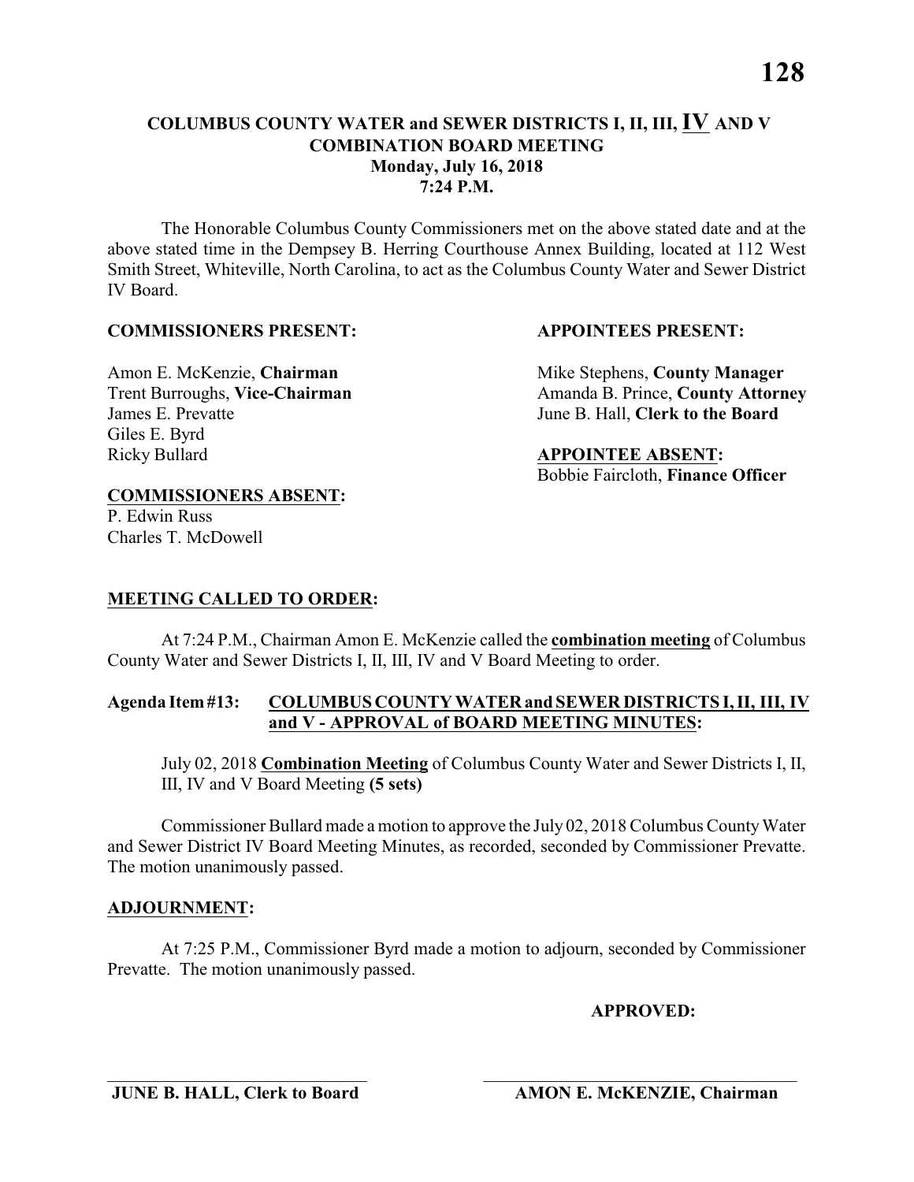# COLUMBUS COUNTY WATER and SEWER DISTRICTS I, II, III, IV AND V COMBINATION BOARD MEETING

**Monday, July 16, 2018**
**7:24 P.M.**

The Honorable Columbus County Commissioners met on the above stated date and at the above stated time in the Dempsey B. Herring Courthouse Annex Building, located at 112 West Smith Street, Whiteville, North Carolina, to act as the Columbus County Water and Sewer District IV Board.

**COMMISSIONERS PRESENT:**

Amon E. McKenzie, **Chairman**
Trent Burroughs, **Vice-Chairman**
James E. Prevatte
Giles E. Byrd
Ricky Bullard

**COMMISSIONERS ABSENT:**

P. Edwin Russ
Charles T. McDowell

**APPOINTEES PRESENT:**

Mike Stephens, **County Manager**
Amanda B. Prince, **County Attorney**
June B. Hall, **Clerk to the Board**

**APPOINTEE ABSENT:**

Bobbie Faircloth, **Finance Officer**

## MEETING CALLED TO ORDER:

At 7:24 P.M., Chairman Amon E. McKenzie called the **combination meeting** of Columbus County Water and Sewer Districts I, II, III, IV and V Board Meeting to order.

**Agenda Item #13: COLUMBUS COUNTY WATER and SEWER DISTRICTS I, II, III, IV and V - APPROVAL of BOARD MEETING MINUTES:**

July 02, 2018 **Combination Meeting** of Columbus County Water and Sewer Districts I, II, III, IV and V Board Meeting **(5 sets)**

Commissioner Bullard made a motion to approve the July 02, 2018 Columbus County Water and Sewer District IV Board Meeting Minutes, as recorded, seconded by Commissioner Prevatte. The motion unanimously passed.

## ADJOURNMENT:

At 7:25 P.M., Commissioner Byrd made a motion to adjourn, seconded by Commissioner Prevatte. The motion unanimously passed.

**APPROVED:**

\_\_\_\_\_\_\_\_\_\_\_\_\_\_\_\_\_\_\_\_\_\_\_\_\_\_\_\_\_\_
**JUNE B. HALL, Clerk to Board**

\_\_\_\_\_\_\_\_\_\_\_\_\_\_\_\_\_\_\_\_\_\_\_\_\_\_\_\_\_\_
**AMON E. McKENZIE, Chairman**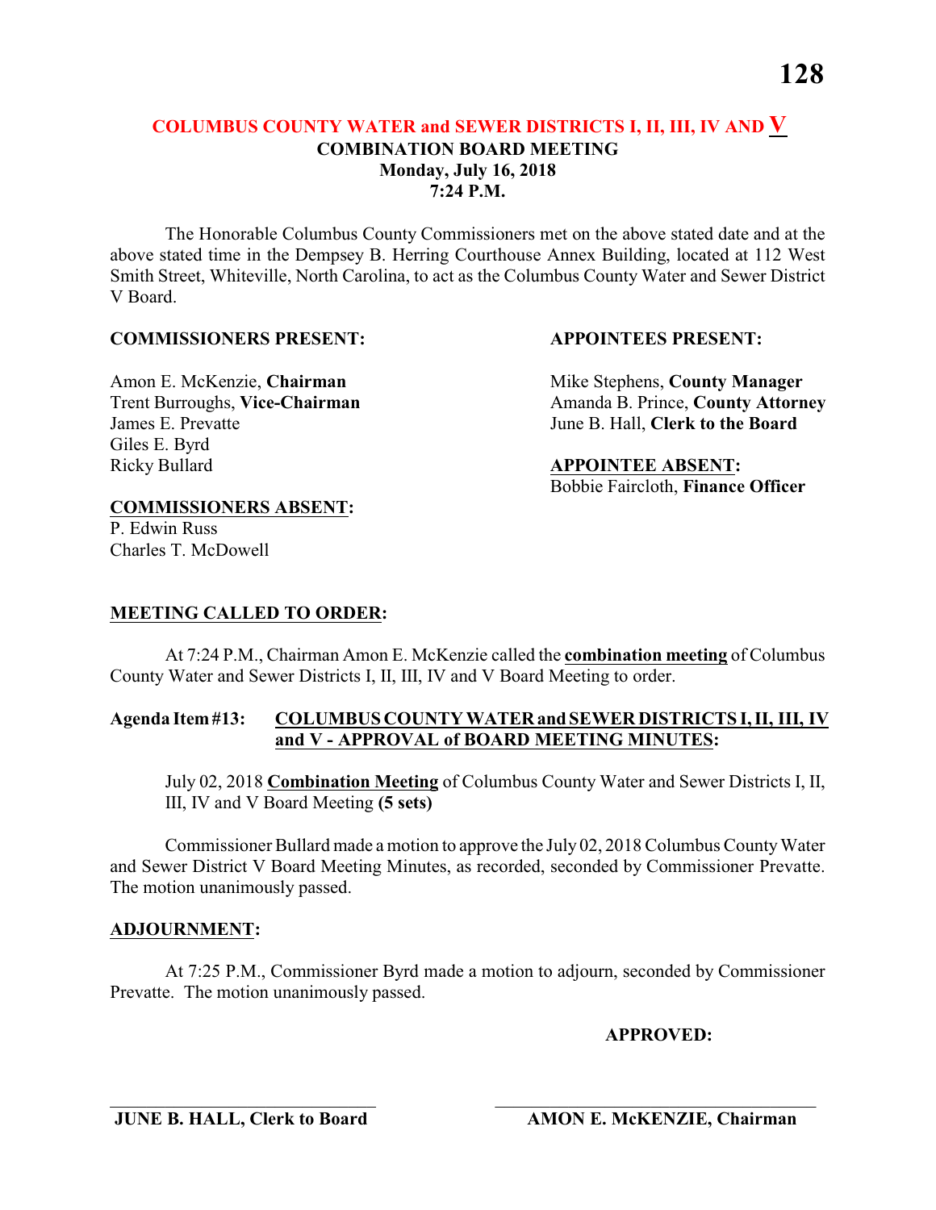## COLUMBUS COUNTY WATER and SEWER DISTRICTS I, II, III, IV AND V
### COMBINATION BOARD MEETING
**Monday, July 16, 2018**
**7:24 P.M.**

The Honorable Columbus County Commissioners met on the above stated date and at the above stated time in the Dempsey B. Herring Courthouse Annex Building, located at 112 West Smith Street, Whiteville, North Carolina, to act as the Columbus County Water and Sewer District V Board.

**COMMISSIONERS PRESENT:**

Amon E. McKenzie, **Chairman**
Trent Burroughs, **Vice-Chairman**
James E. Prevatte
Giles E. Byrd
Ricky Bullard

**COMMISSIONERS ABSENT:**

P. Edwin Russ
Charles T. McDowell

**APPOINTEES PRESENT:**

Mike Stephens, **County Manager**
Amanda B. Prince, **County Attorney**
June B. Hall, **Clerk to the Board**

**APPOINTEE ABSENT:**

Bobbie Faircloth, **Finance Officer**

**MEETING CALLED TO ORDER:**

At 7:24 P.M., Chairman Amon E. McKenzie called the **combination meeting** of Columbus County Water and Sewer Districts I, II, III, IV and V Board Meeting to order.

**Agenda Item #13: COLUMBUS COUNTY WATER and SEWER DISTRICTS I, II, III, IV and V - APPROVAL of BOARD MEETING MINUTES:**

July 02, 2018 **Combination Meeting** of Columbus County Water and Sewer Districts I, II, III, IV and V Board Meeting **(5 sets)**

Commissioner Bullard made a motion to approve the July 02, 2018 Columbus County Water and Sewer District V Board Meeting Minutes, as recorded, seconded by Commissioner Prevatte. The motion unanimously passed.

**ADJOURNMENT:**

At 7:25 P.M., Commissioner Byrd made a motion to adjourn, seconded by Commissioner Prevatte. The motion unanimously passed.

**APPROVED:**

_____________________________ _____________________________

**JUNE B. HALL, Clerk to Board** **AMON E. McKENZIE, Chairman**